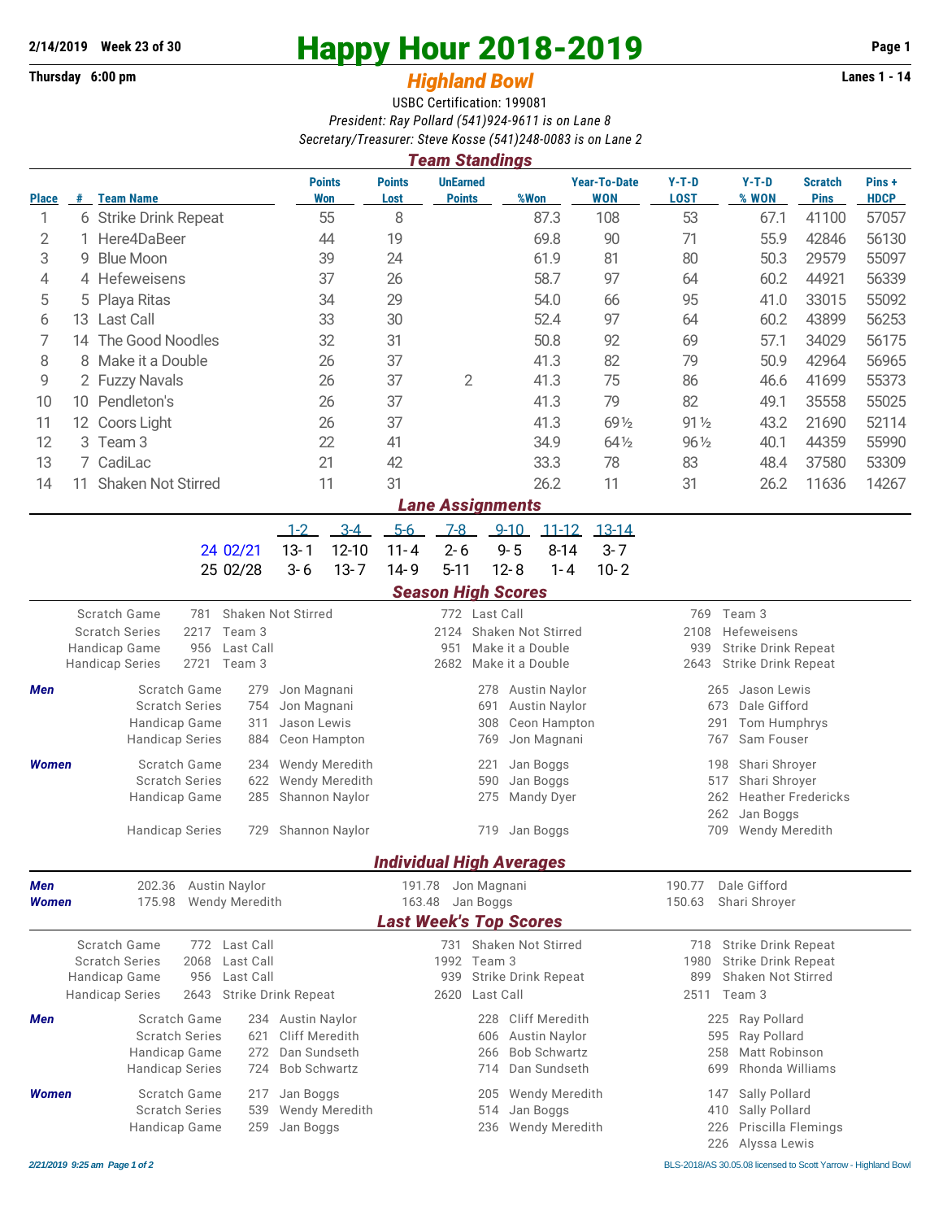**2/14/2019 Week 23 of 30**

**Thursday 6:00 pm**

# Happy Hour 2018-2019

## *Highland Bowl*

**Lanes 1 - 14**

USBC Certification: 199081

*President: Ray Pollard (541)924-9611 is on Lane 8*

*Secretary/Treasurer: Steve Kosse (541)248-0083 is on Lane 2*

### Team Standings

| Place | # | Team Name | Points Won | Points Lost | UnEarned Points | %Won | Year-To-Date WON | Y-T-D LOST | Y-T-D % WON | Scratch Pins | Pins + HDCP |
|---|---|---|---|---|---|---|---|---|---|---|---|
| 1 | 6 | Strike Drink Repeat | 55 | 8 | | 87.3 | 108 | 53 | 67.1 | 41100 | 57057 |
| 2 | 1 | Here4DaBeer | 44 | 19 | | 69.8 | 90 | 71 | 55.9 | 42846 | 56130 |
| 3 | 9 | Blue Moon | 39 | 24 | | 61.9 | 81 | 80 | 50.3 | 29579 | 55097 |
| 4 | 4 | Hefeweisens | 37 | 26 | | 58.7 | 97 | 64 | 60.2 | 44921 | 56339 |
| 5 | 5 | Playa Ritas | 34 | 29 | | 54.0 | 66 | 95 | 41.0 | 33015 | 55092 |
| 6 | 13 | Last Call | 33 | 30 | | 52.4 | 97 | 64 | 60.2 | 43899 | 56253 |
| 7 | 14 | The Good Noodles | 32 | 31 | | 50.8 | 92 | 69 | 57.1 | 34029 | 56175 |
| 8 | 8 | Make it a Double | 26 | 37 | | 41.3 | 82 | 79 | 50.9 | 42964 | 56965 |
| 9 | 2 | Fuzzy Navals | 26 | 37 | 2 | 41.3 | 75 | 86 | 46.6 | 41699 | 55373 |
| 10 | 10 | Pendleton's | 26 | 37 | | 41.3 | 79 | 82 | 49.1 | 35558 | 55025 |
| 11 | 12 | Coors Light | 26 | 37 | | 41.3 | 69½ | 91½ | 43.2 | 21690 | 52114 |
| 12 | 3 | Team 3 | 22 | 41 | | 34.9 | 64½ | 96½ | 40.1 | 44359 | 55990 |
| 13 | 7 | CadiLac | 21 | 42 | | 33.3 | 78 | 83 | 48.4 | 37580 | 53309 |
| 14 | 11 | Shaken Not Stirred | 11 | 31 | | 26.2 | 11 | 31 | 26.2 | 11636 | 14267 |

### Lane Assignments

| | 1-2 | 3-4 | 5-6 | 7-8 | 9-10 | 11-12 | 13-14 |
|---|---|---|---|---|---|---|---|
| 24 02/21 | 13- 1 | 12-10 | 11- 4 | 2- 6 | 9- 5 | 8-14 | 3- 7 |
| 25 02/28 | 3- 6 | 13- 7 | 14- 9 | 5-11 | 12- 8 | 1- 4 | 10- 2 |

### Season High Scores

| | | | | | | |
|---|---|---|---|---|---|---|
| Scratch Game | 781 | Shaken Not Stirred | 772 | Last Call | 769 | Team 3 |
| Scratch Series | 2217 | Team 3 | 2124 | Shaken Not Stirred | 2108 | Hefeweisens |
| Handicap Game | 956 | Last Call | 951 | Make it a Double | 939 | Strike Drink Repeat |
| Handicap Series | 2721 | Team 3 | 2682 | Make it a Double | 2643 | Strike Drink Repeat |

**Men**

| | | | | | | |
|---|---|---|---|---|---|---|
| Scratch Game | 279 | Jon Magnani | 278 | Austin Naylor | 265 | Jason Lewis |
| Scratch Series | 754 | Jon Magnani | 691 | Austin Naylor | 673 | Dale Gifford |
| Handicap Game | 311 | Jason Lewis | 308 | Ceon Hampton | 291 | Tom Humphrys |
| Handicap Series | 884 | Ceon Hampton | 769 | Jon Magnani | 767 | Sam Fouser |

**Women**

| | | | | | | |
|---|---|---|---|---|---|---|
| Scratch Game | 234 | Wendy Meredith | 221 | Jan Boggs | 198 | Shari Shroyer |
| Scratch Series | 622 | Wendy Meredith | 590 | Jan Boggs | 517 | Shari Shroyer |
| Handicap Game | 285 | Shannon Naylor | 275 | Mandy Dyer | 262 | Heather Fredericks |
| | | | | | 262 | Jan Boggs |
| Handicap Series | 729 | Shannon Naylor | 719 | Jan Boggs | 709 | Wendy Meredith |

### Individual High Averages

| | | | | | | |
|---|---|---|---|---|---|---|
| **Men** | 202.36 | Austin Naylor | 191.78 | Jon Magnani | 190.77 | Dale Gifford |
| **Women** | 175.98 | Wendy Meredith | 163.48 | Jan Boggs | 150.63 | Shari Shroyer |

### Last Week's Top Scores

| | | | | | | |
|---|---|---|---|---|---|---|
| Scratch Game | 772 | Last Call | 731 | Shaken Not Stirred | 718 | Strike Drink Repeat |
| Scratch Series | 2068 | Last Call | 1992 | Team 3 | 1980 | Strike Drink Repeat |
| Handicap Game | 956 | Last Call | 939 | Strike Drink Repeat | 899 | Shaken Not Stirred |
| Handicap Series | 2643 | Strike Drink Repeat | 2620 | Last Call | 2511 | Team 3 |

**Men**

| | | | | | | |
|---|---|---|---|---|---|---|
| Scratch Game | 234 | Austin Naylor | 228 | Cliff Meredith | 225 | Ray Pollard |
| Scratch Series | 621 | Cliff Meredith | 606 | Austin Naylor | 595 | Ray Pollard |
| Handicap Game | 272 | Dan Sundseth | 266 | Bob Schwartz | 258 | Matt Robinson |
| Handicap Series | 724 | Bob Schwartz | 714 | Dan Sundseth | 699 | Rhonda Williams |

**Women**

| | | | | | | |
|---|---|---|---|---|---|---|
| Scratch Game | 217 | Jan Boggs | 205 | Wendy Meredith | 147 | Sally Pollard |
| Scratch Series | 539 | Wendy Meredith | 514 | Jan Boggs | 410 | Sally Pollard |
| Handicap Game | 259 | Jan Boggs | 236 | Wendy Meredith | 226 | Priscilla Flemings |
| | | | | | 226 | Alyssa Lewis |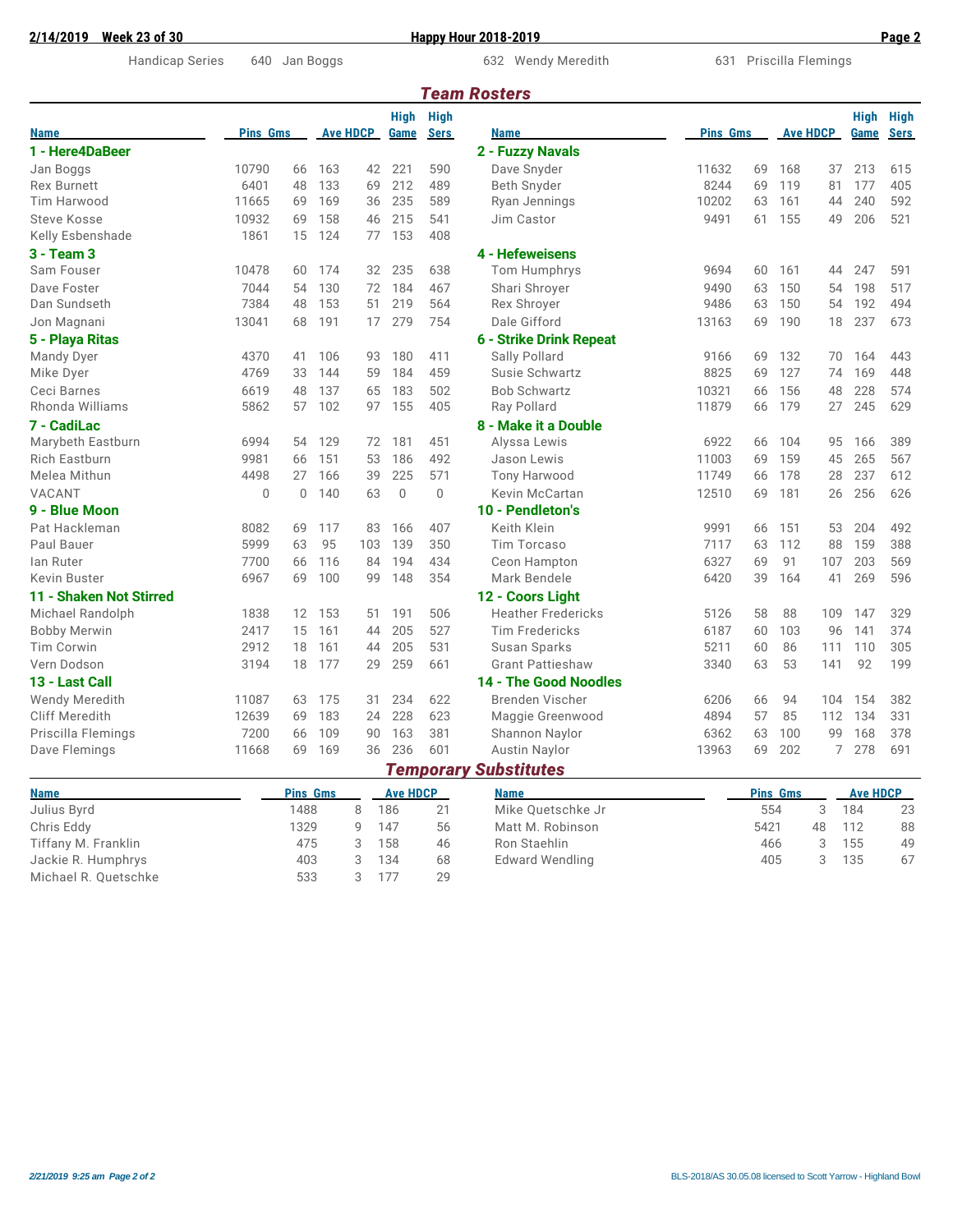**2/14/2019 Week 23 of 30** **Happy Hour 2018-2019**

Handicap Series 640 Jan Boggs 632 Wendy Meredith 631 Priscilla Flemings

## *Team Rosters*

| Name | Pins | Gms | Ave | HDCP | High Game | High Sers | Name | Pins | Gms | Ave | HDCP | High Game | High Sers |
|---|---|---|---|---|---|---|---|---|---|---|---|---|---|
| **1 - Here4DaBeer** | | | | | | | **2 - Fuzzy Navals** | | | | | | |
| Jan Boggs | 10790 | 66 | 163 | 42 | 221 | 590 | Dave Snyder | 11632 | 69 | 168 | 37 | 213 | 615 |
| Rex Burnett | 6401 | 48 | 133 | 69 | 212 | 489 | Beth Snyder | 8244 | 69 | 119 | 81 | 177 | 405 |
| Tim Harwood | 11665 | 69 | 169 | 36 | 235 | 589 | Ryan Jennings | 10202 | 63 | 161 | 44 | 240 | 592 |
| Steve Kosse | 10932 | 69 | 158 | 46 | 215 | 541 | Jim Castor | 9491 | 61 | 155 | 49 | 206 | 521 |
| Kelly Esbenshade | 1861 | 15 | 124 | 77 | 153 | 408 | | | | | | | |
| **3 - Team 3** | | | | | | | **4 - Hefeweisens** | | | | | | |
| Sam Fouser | 10478 | 60 | 174 | 32 | 235 | 638 | Tom Humphrys | 9694 | 60 | 161 | 44 | 247 | 591 |
| Dave Foster | 7044 | 54 | 130 | 72 | 184 | 467 | Shari Shroyer | 9490 | 63 | 150 | 54 | 198 | 517 |
| Dan Sundseth | 7384 | 48 | 153 | 51 | 219 | 564 | Rex Shroyer | 9486 | 63 | 150 | 54 | 192 | 494 |
| Jon Magnani | 13041 | 68 | 191 | 17 | 279 | 754 | Dale Gifford | 13163 | 69 | 190 | 18 | 237 | 673 |
| **5 - Playa Ritas** | | | | | | | **6 - Strike Drink Repeat** | | | | | | |
| Mandy Dyer | 4370 | 41 | 106 | 93 | 180 | 411 | Sally Pollard | 9166 | 69 | 132 | 70 | 164 | 443 |
| Mike Dyer | 4769 | 33 | 144 | 59 | 184 | 459 | Susie Schwartz | 8825 | 69 | 127 | 74 | 169 | 448 |
| Ceci Barnes | 6619 | 48 | 137 | 65 | 183 | 502 | Bob Schwartz | 10321 | 66 | 156 | 48 | 228 | 574 |
| Rhonda Williams | 5862 | 57 | 102 | 97 | 155 | 405 | Ray Pollard | 11879 | 66 | 179 | 27 | 245 | 629 |
| **7 - CadiLac** | | | | | | | **8 - Make it a Double** | | | | | | |
| Marybeth Eastburn | 6994 | 54 | 129 | 72 | 181 | 451 | Alyssa Lewis | 6922 | 66 | 104 | 95 | 166 | 389 |
| Rich Eastburn | 9981 | 66 | 151 | 53 | 186 | 492 | Jason Lewis | 11003 | 69 | 159 | 45 | 265 | 567 |
| Melea Mithun | 4498 | 27 | 166 | 39 | 225 | 571 | Tony Harwood | 11749 | 66 | 178 | 28 | 237 | 612 |
| VACANT | 0 | 0 | 140 | 63 | 0 | 0 | Kevin McCartan | 12510 | 69 | 181 | 26 | 256 | 626 |
| **9 - Blue Moon** | | | | | | | **10 - Pendleton's** | | | | | | |
| Pat Hackleman | 8082 | 69 | 117 | 83 | 166 | 407 | Keith Klein | 9991 | 66 | 151 | 53 | 204 | 492 |
| Paul Bauer | 5999 | 63 | 95 | 103 | 139 | 350 | Tim Torcaso | 7117 | 63 | 112 | 88 | 159 | 388 |
| Ian Ruter | 7700 | 66 | 116 | 84 | 194 | 434 | Ceon Hampton | 6327 | 69 | 91 | 107 | 203 | 569 |
| Kevin Buster | 6967 | 69 | 100 | 99 | 148 | 354 | Mark Bendele | 6420 | 39 | 164 | 41 | 269 | 596 |
| **11 - Shaken Not Stirred** | | | | | | | **12 - Coors Light** | | | | | | |
| Michael Randolph | 1838 | 12 | 153 | 51 | 191 | 506 | Heather Fredericks | 5126 | 58 | 88 | 109 | 147 | 329 |
| Bobby Merwin | 2417 | 15 | 161 | 44 | 205 | 527 | Tim Fredericks | 6187 | 60 | 103 | 96 | 141 | 374 |
| Tim Corwin | 2912 | 18 | 161 | 44 | 205 | 531 | Susan Sparks | 5211 | 60 | 86 | 111 | 110 | 305 |
| Vern Dodson | 3194 | 18 | 177 | 29 | 259 | 661 | Grant Pattieshaw | 3340 | 63 | 53 | 141 | 92 | 199 |
| **13 - Last Call** | | | | | | | **14 - The Good Noodles** | | | | | | |
| Wendy Meredith | 11087 | 63 | 175 | 31 | 234 | 622 | Brenden Vischer | 6206 | 66 | 94 | 104 | 154 | 382 |
| Cliff Meredith | 12639 | 69 | 183 | 24 | 228 | 623 | Maggie Greenwood | 4894 | 57 | 85 | 112 | 134 | 331 |
| Priscilla Flemings | 7200 | 66 | 109 | 90 | 163 | 381 | Shannon Naylor | 6362 | 63 | 100 | 99 | 168 | 378 |
| Dave Flemings | 11668 | 69 | 169 | 36 | 236 | 601 | Austin Naylor | 13963 | 69 | 202 | 7 | 278 | 691 |

## *Temporary Substitutes*

| Name | Pins | Gms | Ave | HDCP | Name | Pins | Gms | Ave | HDCP |
|---|---|---|---|---|---|---|---|---|---|
| Julius Byrd | 1488 | 8 | 186 | 21 | Mike Quetschke Jr | 554 | 3 | 184 | 23 |
| Chris Eddy | 1329 | 9 | 147 | 56 | Matt M. Robinson | 5421 | 48 | 112 | 88 |
| Tiffany M. Franklin | 475 | 3 | 158 | 46 | Ron Staehlin | 466 | 3 | 155 | 49 |
| Jackie R. Humphrys | 403 | 3 | 134 | 68 | Edward Wendling | 405 | 3 | 135 | 67 |
| Michael R. Quetschke | 533 | 3 | 177 | 29 | | | | | |

*2/21/2019 9:25 am*

BLS-2018/AS 30.05.08 licensed to Scott Yarrow - Highland Bowl